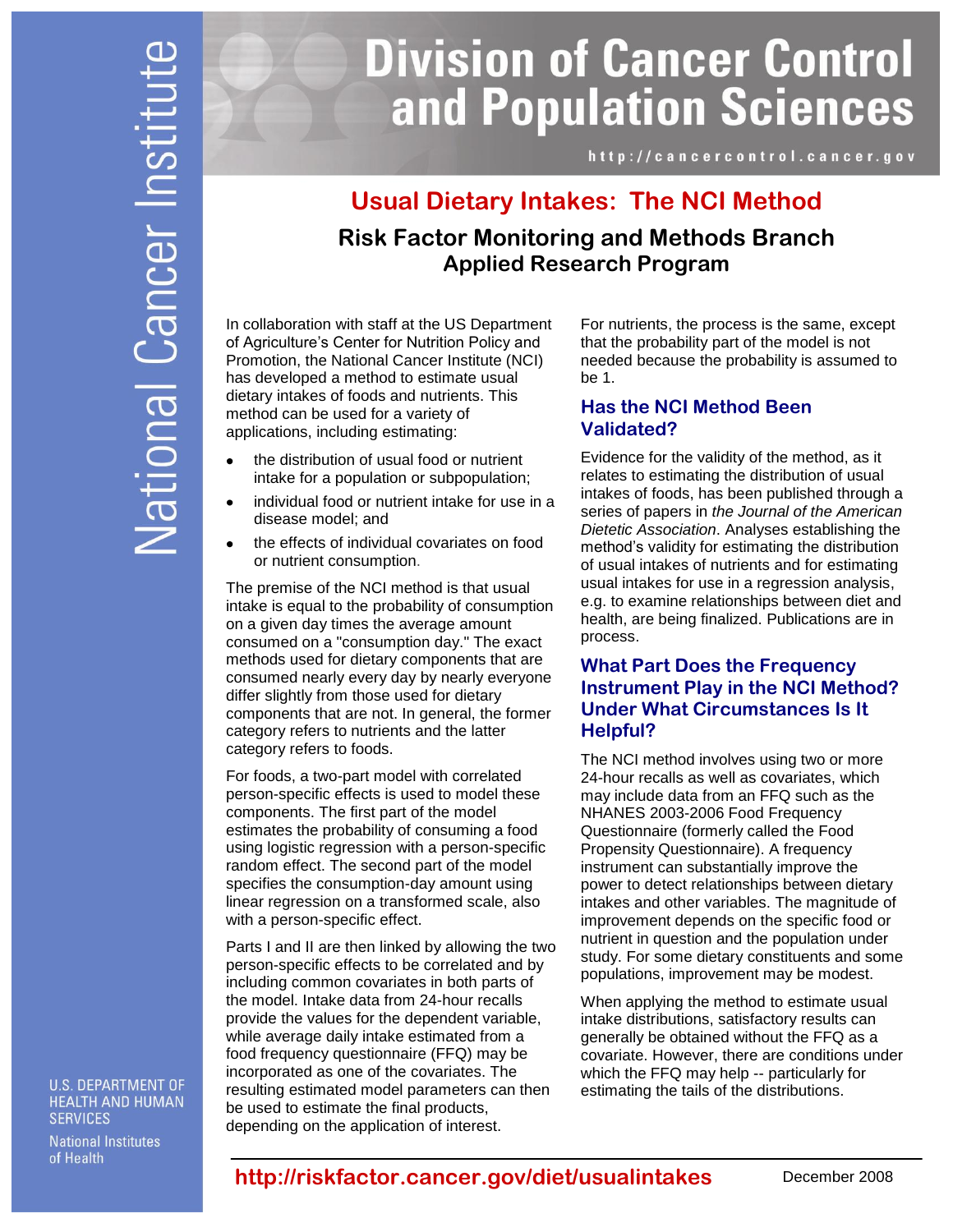# Division of Cancer Control and Population Sciences

http://cancercontrol.cancer.gov

National Cancer Institute

U.S. DEPARTMENT OF HEALTH AND HUMAN SERVICES

National Institutes of Health

## Usual Dietary Intakes: The NCI Method

### Risk Factor Monitoring and Methods Branch
### Applied Research Program

In collaboration with staff at the US Department of Agriculture's Center for Nutrition Policy and Promotion, the National Cancer Institute (NCI) has developed a method to estimate usual dietary intakes of foods and nutrients. This method can be used for a variety of applications, including estimating:

- the distribution of usual food or nutrient intake for a population or subpopulation;
- individual food or nutrient intake for use in a disease model; and
- the effects of individual covariates on food or nutrient consumption.

The premise of the NCI method is that usual intake is equal to the probability of consumption on a given day times the average amount consumed on a "consumption day." The exact methods used for dietary components that are consumed nearly every day by nearly everyone differ slightly from those used for dietary components that are not. In general, the former category refers to nutrients and the latter category refers to foods.

For foods, a two-part model with correlated person-specific effects is used to model these components. The first part of the model estimates the probability of consuming a food using logistic regression with a person-specific random effect. The second part of the model specifies the consumption-day amount using linear regression on a transformed scale, also with a person-specific effect.

Parts I and II are then linked by allowing the two person-specific effects to be correlated and by including common covariates in both parts of the model. Intake data from 24-hour recalls provide the values for the dependent variable, while average daily intake estimated from a food frequency questionnaire (FFQ) may be incorporated as one of the covariates. The resulting estimated model parameters can then be used to estimate the final products, depending on the application of interest.

For nutrients, the process is the same, except that the probability part of the model is not needed because the probability is assumed to be 1.

### Has the NCI Method Been Validated?

Evidence for the validity of the method, as it relates to estimating the distribution of usual intakes of foods, has been published through a series of papers in *the Journal of the American Dietetic Association*. Analyses establishing the method's validity for estimating the distribution of usual intakes of nutrients and for estimating usual intakes for use in a regression analysis, e.g. to examine relationships between diet and health, are being finalized. Publications are in process.

### What Part Does the Frequency Instrument Play in the NCI Method? Under What Circumstances Is It Helpful?

The NCI method involves using two or more 24-hour recalls as well as covariates, which may include data from an FFQ such as the NHANES 2003-2006 Food Frequency Questionnaire (formerly called the Food Propensity Questionnaire). A frequency instrument can substantially improve the power to detect relationships between dietary intakes and other variables. The magnitude of improvement depends on the specific food or nutrient in question and the population under study. For some dietary constituents and some populations, improvement may be modest.

When applying the method to estimate usual intake distributions, satisfactory results can generally be obtained without the FFQ as a covariate. However, there are conditions under which the FFQ may help -- particularly for estimating the tails of the distributions.

http://riskfactor.cancer.gov/diet/usualintakes

December 2008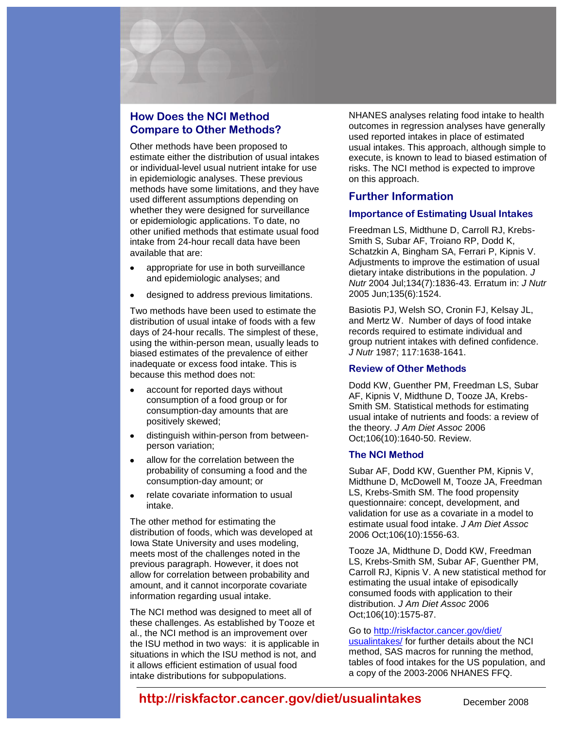## How Does the NCI Method Compare to Other Methods?

Other methods have been proposed to estimate either the distribution of usual intakes or individual-level usual nutrient intake for use in epidemiologic analyses. These previous methods have some limitations, and they have used different assumptions depending on whether they were designed for surveillance or epidemiologic applications. To date, no other unified methods that estimate usual food intake from 24-hour recall data have been available that are:

- appropriate for use in both surveillance and epidemiologic analyses; and
- designed to address previous limitations.

Two methods have been used to estimate the distribution of usual intake of foods with a few days of 24-hour recalls. The simplest of these, using the within-person mean, usually leads to biased estimates of the prevalence of either inadequate or excess food intake. This is because this method does not:

- account for reported days without consumption of a food group or for consumption-day amounts that are positively skewed;
- distinguish within-person from between-person variation;
- allow for the correlation between the probability of consuming a food and the consumption-day amount; or
- relate covariate information to usual intake.

The other method for estimating the distribution of foods, which was developed at Iowa State University and uses modeling, meets most of the challenges noted in the previous paragraph. However, it does not allow for correlation between probability and amount, and it cannot incorporate covariate information regarding usual intake.

The NCI method was designed to meet all of these challenges. As established by Tooze et al., the NCI method is an improvement over the ISU method in two ways: it is applicable in situations in which the ISU method is not, and it allows efficient estimation of usual food intake distributions for subpopulations.

NHANES analyses relating food intake to health outcomes in regression analyses have generally used reported intakes in place of estimated usual intakes. This approach, although simple to execute, is known to lead to biased estimation of risks. The NCI method is expected to improve on this approach.

## Further Information

### Importance of Estimating Usual Intakes

Freedman LS, Midthune D, Carroll RJ, Krebs-Smith S, Subar AF, Troiano RP, Dodd K, Schatzkin A, Bingham SA, Ferrari P, Kipnis V. Adjustments to improve the estimation of usual dietary intake distributions in the population. *J Nutr* 2004 Jul;134(7):1836-43. Erratum in: *J Nutr* 2005 Jun;135(6):1524.

Basiotis PJ, Welsh SO, Cronin FJ, Kelsay JL, and Mertz W. Number of days of food intake records required to estimate individual and group nutrient intakes with defined confidence. *J Nutr* 1987; 117:1638-1641.

### Review of Other Methods

Dodd KW, Guenther PM, Freedman LS, Subar AF, Kipnis V, Midthune D, Tooze JA, Krebs-Smith SM. Statistical methods for estimating usual intake of nutrients and foods: a review of the theory. *J Am Diet Assoc* 2006 Oct;106(10):1640-50. Review.

### The NCI Method

Subar AF, Dodd KW, Guenther PM, Kipnis V, Midthune D, McDowell M, Tooze JA, Freedman LS, Krebs-Smith SM. The food propensity questionnaire: concept, development, and validation for use as a covariate in a model to estimate usual food intake. *J Am Diet Assoc* 2006 Oct;106(10):1556-63.

Tooze JA, Midthune D, Dodd KW, Freedman LS, Krebs-Smith SM, Subar AF, Guenther PM, Carroll RJ, Kipnis V. A new statistical method for estimating the usual intake of episodically consumed foods with application to their distribution. *J Am Diet Assoc* 2006 Oct;106(10):1575-87.

Go to http://riskfactor.cancer.gov/diet/usualintakes/ for further details about the NCI method, SAS macros for running the method, tables of food intakes for the US population, and a copy of the 2003-2006 NHANES FFQ.

**http://riskfactor.cancer.gov/diet/usualintakes** December 2008